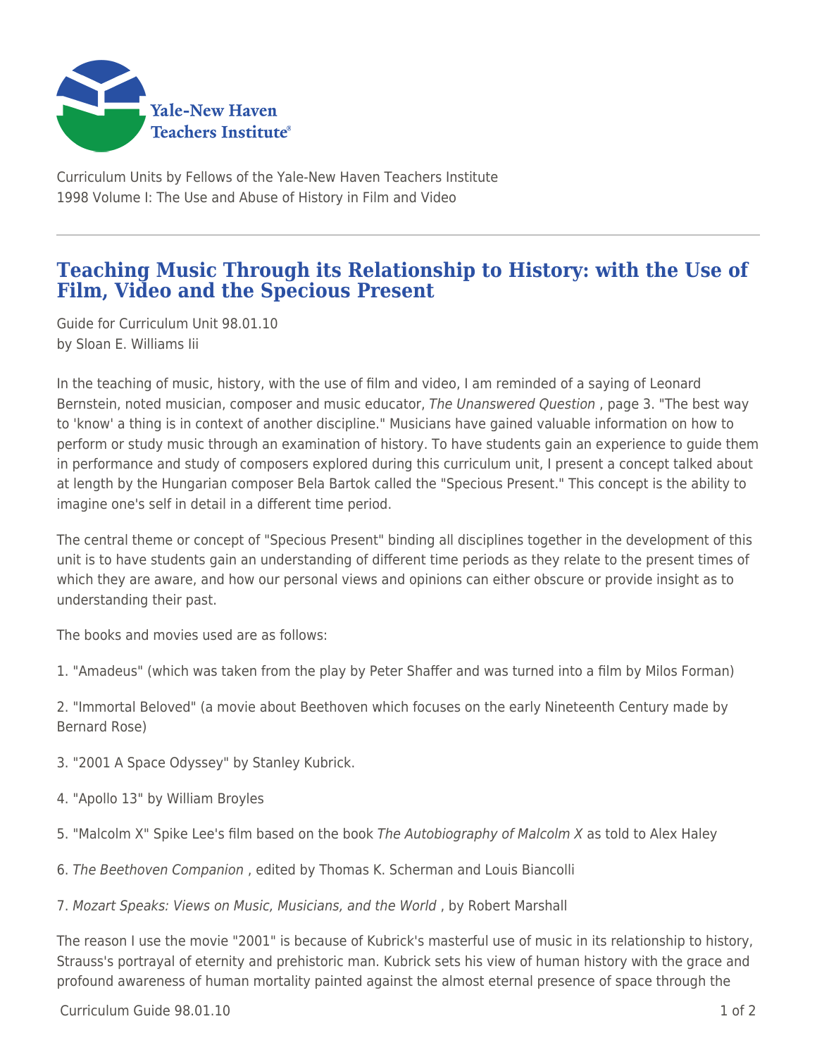Curriculum Units by Fellows of the Yale-New Haven Teachers Institute
1998 Volume I: The Use and Abuse of History in Film and Video

# Teaching Music Through its Relationship to History: with the Use of Film, Video and the Specious Present

Guide for Curriculum Unit 98.01.10
by Sloan E. Williams Iii

In the teaching of music, history, with the use of film and video, I am reminded of a saying of Leonard Bernstein, noted musician, composer and music educator, *The Unanswered Question* , page 3. "The best way to 'know' a thing is in context of another discipline." Musicians have gained valuable information on how to perform or study music through an examination of history. To have students gain an experience to guide them in performance and study of composers explored during this curriculum unit, I present a concept talked about at length by the Hungarian composer Bela Bartok called the "Specious Present." This concept is the ability to imagine one's self in detail in a different time period.

The central theme or concept of "Specious Present" binding all disciplines together in the development of this unit is to have students gain an understanding of different time periods as they relate to the present times of which they are aware, and how our personal views and opinions can either obscure or provide insight as to understanding their past.

The books and movies used are as follows:

1. "Amadeus" (which was taken from the play by Peter Shaffer and was turned into a film by Milos Forman)

2. "Immortal Beloved" (a movie about Beethoven which focuses on the early Nineteenth Century made by Bernard Rose)

3. "2001 A Space Odyssey" by Stanley Kubrick.

4. "Apollo 13" by William Broyles

5. "Malcolm X" Spike Lee's film based on the book *The Autobiography of Malcolm X* as told to Alex Haley

6. *The Beethoven Companion* , edited by Thomas K. Scherman and Louis Biancolli

7. *Mozart Speaks: Views on Music, Musicians, and the World* , by Robert Marshall

The reason I use the movie "2001" is because of Kubrick's masterful use of music in its relationship to history, Strauss's portrayal of eternity and prehistoric man. Kubrick sets his view of human history with the grace and profound awareness of human mortality painted against the almost eternal presence of space through the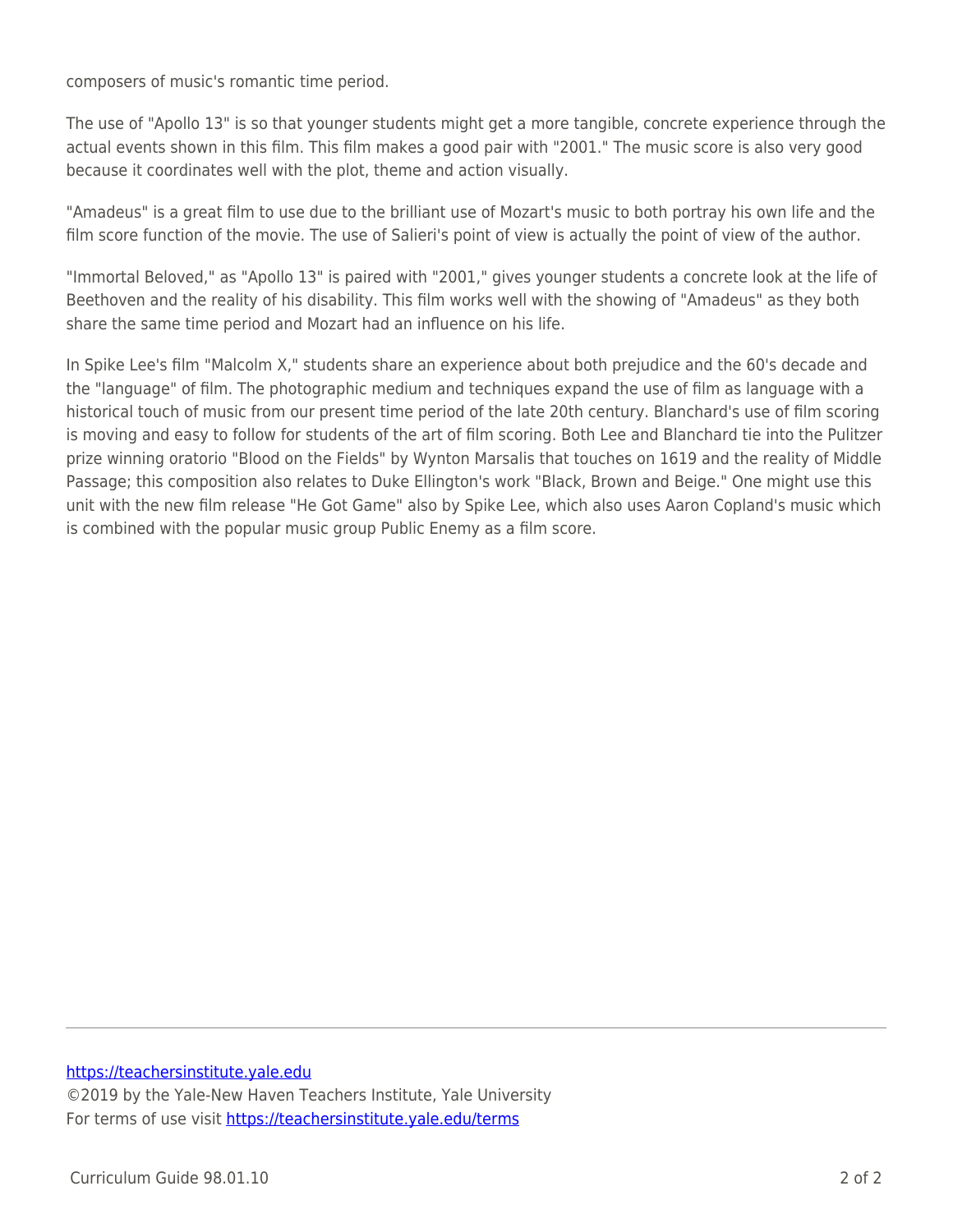composers of music's romantic time period.

The use of "Apollo 13" is so that younger students might get a more tangible, concrete experience through the actual events shown in this film. This film makes a good pair with "2001." The music score is also very good because it coordinates well with the plot, theme and action visually.

"Amadeus" is a great film to use due to the brilliant use of Mozart's music to both portray his own life and the film score function of the movie. The use of Salieri's point of view is actually the point of view of the author.

"Immortal Beloved," as "Apollo 13" is paired with "2001," gives younger students a concrete look at the life of Beethoven and the reality of his disability. This film works well with the showing of "Amadeus" as they both share the same time period and Mozart had an influence on his life.

In Spike Lee's film "Malcolm X," students share an experience about both prejudice and the 60's decade and the "language" of film. The photographic medium and techniques expand the use of film as language with a historical touch of music from our present time period of the late 20th century. Blanchard's use of film scoring is moving and easy to follow for students of the art of film scoring. Both Lee and Blanchard tie into the Pulitzer prize winning oratorio "Blood on the Fields" by Wynton Marsalis that touches on 1619 and the reality of Middle Passage; this composition also relates to Duke Ellington's work "Black, Brown and Beige." One might use this unit with the new film release "He Got Game" also by Spike Lee, which also uses Aaron Copland's music which is combined with the popular music group Public Enemy as a film score.

https://teachersinstitute.yale.edu
©2019 by the Yale-New Haven Teachers Institute, Yale University
For terms of use visit https://teachersinstitute.yale.edu/terms